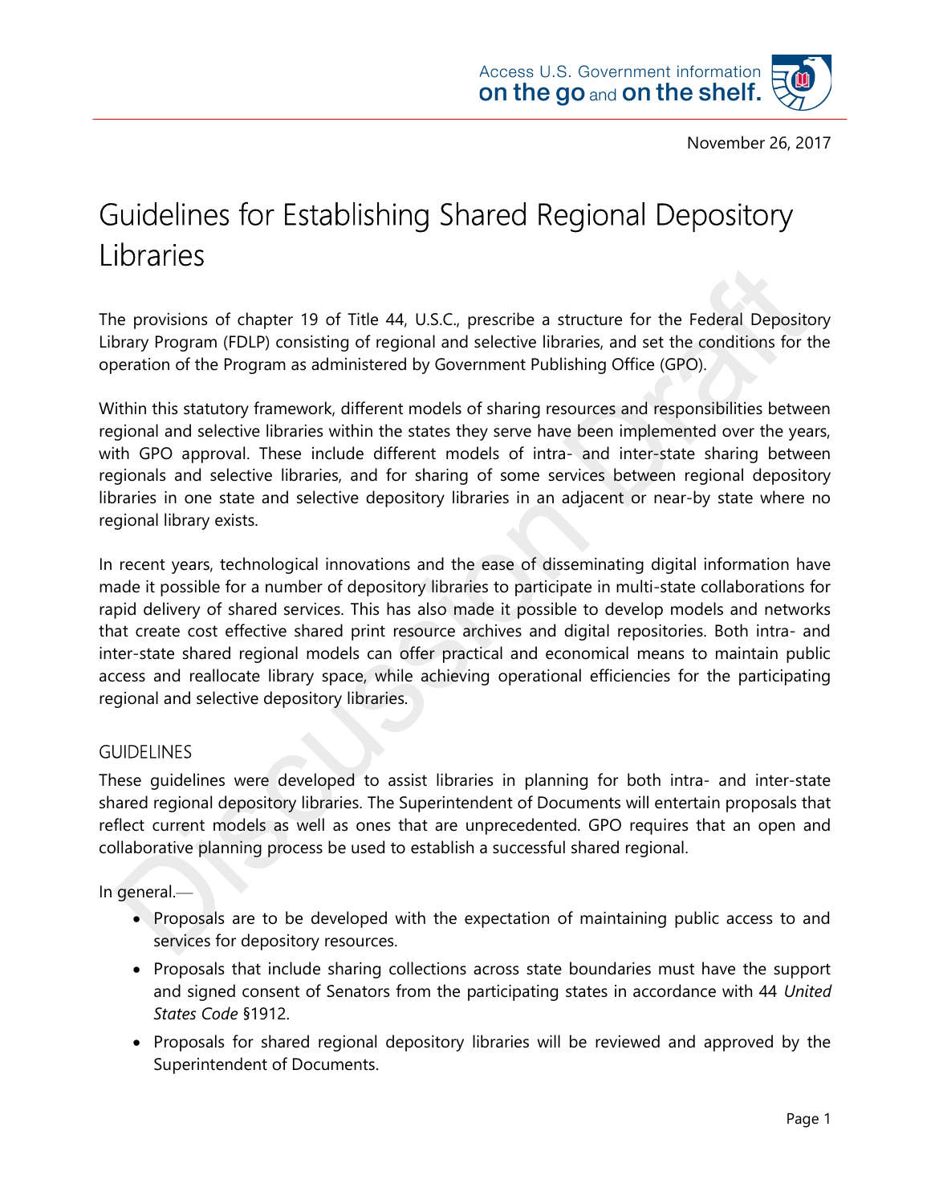November 26, 2017

# Guidelines for Establishing Shared Regional Depository Libraries

The provisions of chapter 19 of Title 44, U.S.C., prescribe a structure for the Federal Depository Library Program (FDLP) consisting of regional and selective libraries, and set the conditions for the operation of the Program as administered by Government Publishing Office (GPO).

Within this statutory framework, different models of sharing resources and responsibilities between regional and selective libraries within the states they serve have been implemented over the years, with GPO approval. These include different models of intra- and inter-state sharing between regionals and selective libraries, and for sharing of some services between regional depository libraries in one state and selective depository libraries in an adjacent or near-by state where no regional library exists.

In recent years, technological innovations and the ease of disseminating digital information have made it possible for a number of depository libraries to participate in multi-state collaborations for rapid delivery of shared services. This has also made it possible to develop models and networks that create cost effective shared print resource archives and digital repositories. Both intra- and inter-state shared regional models can offer practical and economical means to maintain public access and reallocate library space, while achieving operational efficiencies for the participating regional and selective depository libraries.

## GUIDELINES

These guidelines were developed to assist libraries in planning for both intra- and inter-state shared regional depository libraries. The Superintendent of Documents will entertain proposals that reflect current models as well as ones that are unprecedented. GPO requires that an open and collaborative planning process be used to establish a successful shared regional.

In general.—

- Proposals are to be developed with the expectation of maintaining public access to and services for depository resources.
- Proposals that include sharing collections across state boundaries must have the support and signed consent of Senators from the participating states in accordance with 44 *United States Code* §1912.
- Proposals for shared regional depository libraries will be reviewed and approved by the Superintendent of Documents.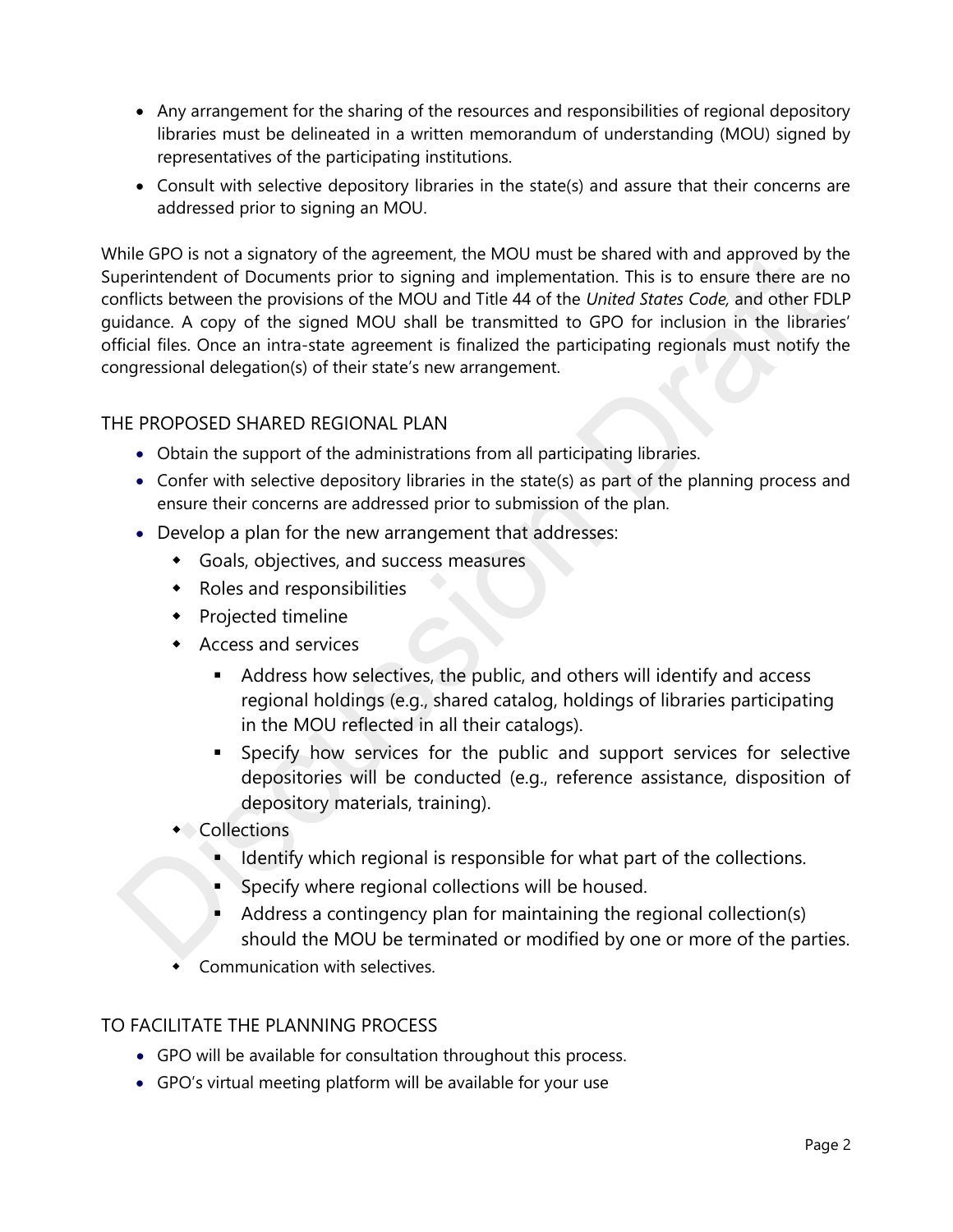- Any arrangement for the sharing of the resources and responsibilities of regional depository libraries must be delineated in a written memorandum of understanding (MOU) signed by representatives of the participating institutions.
- Consult with selective depository libraries in the state(s) and assure that their concerns are addressed prior to signing an MOU.

While GPO is not a signatory of the agreement, the MOU must be shared with and approved by the Superintendent of Documents prior to signing and implementation. This is to ensure there are no conflicts between the provisions of the MOU and Title 44 of the *United States Code,* and other FDLP guidance. A copy of the signed MOU shall be transmitted to GPO for inclusion in the libraries' official files. Once an intra-state agreement is finalized the participating regionals must notify the congressional delegation(s) of their state's new arrangement.

## THE PROPOSED SHARED REGIONAL PLAN

- Obtain the support of the administrations from all participating libraries.
- Confer with selective depository libraries in the state(s) as part of the planning process and ensure their concerns are addressed prior to submission of the plan.
- Develop a plan for the new arrangement that addresses:
  - Goals, objectives, and success measures
  - Roles and responsibilities
  - Projected timeline
  - Access and services
    - Address how selectives, the public, and others will identify and access regional holdings (e.g., shared catalog, holdings of libraries participating in the MOU reflected in all their catalogs).
    - Specify how services for the public and support services for selective depositories will be conducted (e.g., reference assistance, disposition of depository materials, training).
  - Collections
    - Identify which regional is responsible for what part of the collections.
    - Specify where regional collections will be housed.
    - Address a contingency plan for maintaining the regional collection(s) should the MOU be terminated or modified by one or more of the parties.
  - Communication with selectives.

## TO FACILITATE THE PLANNING PROCESS

- GPO will be available for consultation throughout this process.
- GPO's virtual meeting platform will be available for your use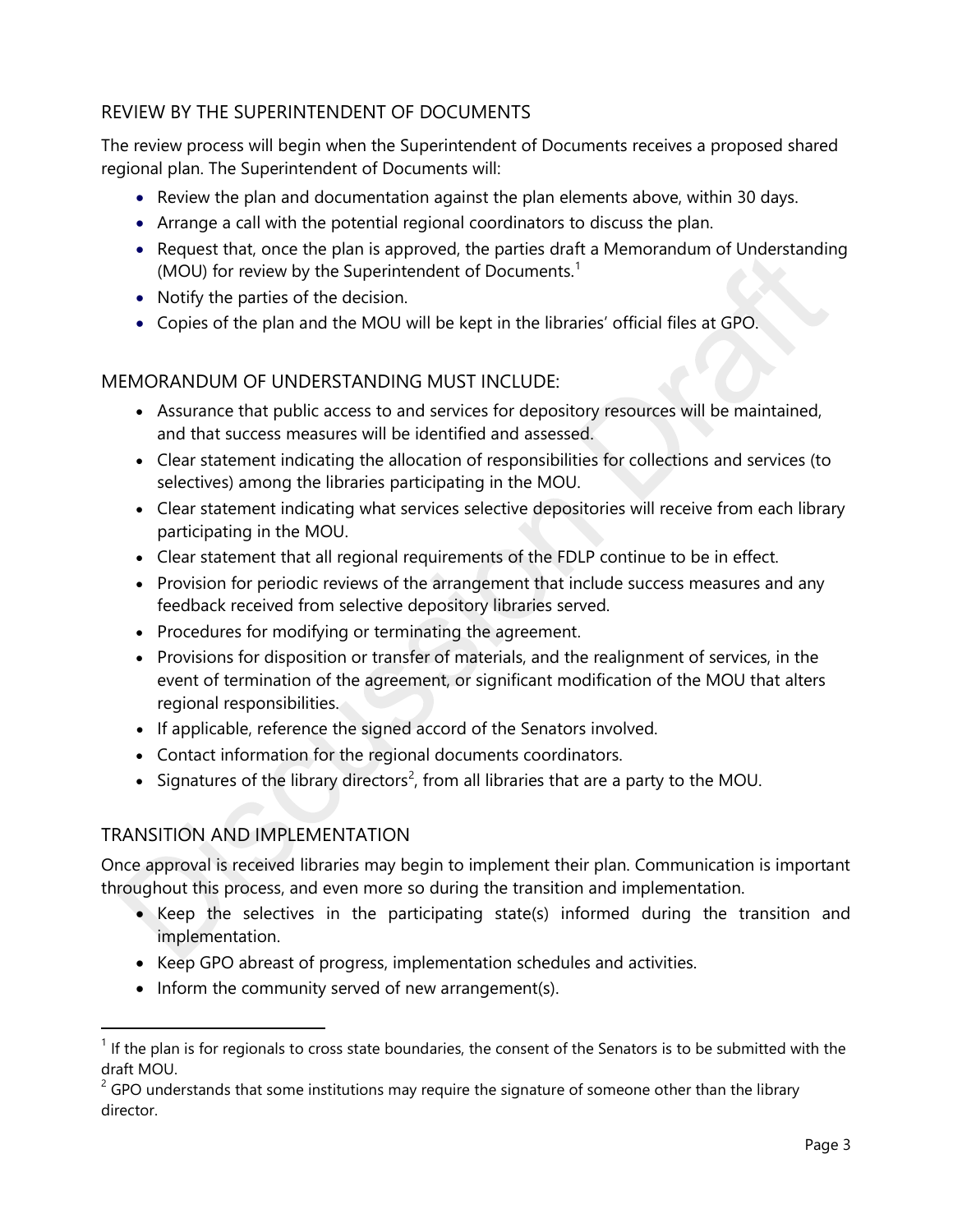## REVIEW BY THE SUPERINTENDENT OF DOCUMENTS

The review process will begin when the Superintendent of Documents receives a proposed shared regional plan. The Superintendent of Documents will:

- Review the plan and documentation against the plan elements above, within 30 days.
- Arrange a call with the potential regional coordinators to discuss the plan.
- Request that, once the plan is approved, the parties draft a Memorandum of Understanding (MOU) for review by the Superintendent of Documents.[1]
- Notify the parties of the decision.
- Copies of the plan and the MOU will be kept in the libraries' official files at GPO.

## MEMORANDUM OF UNDERSTANDING MUST INCLUDE:

- Assurance that public access to and services for depository resources will be maintained, and that success measures will be identified and assessed.
- Clear statement indicating the allocation of responsibilities for collections and services (to selectives) among the libraries participating in the MOU.
- Clear statement indicating what services selective depositories will receive from each library participating in the MOU.
- Clear statement that all regional requirements of the FDLP continue to be in effect.
- Provision for periodic reviews of the arrangement that include success measures and any feedback received from selective depository libraries served.
- Procedures for modifying or terminating the agreement.
- Provisions for disposition or transfer of materials, and the realignment of services, in the event of termination of the agreement, or significant modification of the MOU that alters regional responsibilities.
- If applicable, reference the signed accord of the Senators involved.
- Contact information for the regional documents coordinators.
- Signatures of the library directors[2], from all libraries that are a party to the MOU.

## TRANSITION AND IMPLEMENTATION

Once approval is received libraries may begin to implement their plan. Communication is important throughout this process, and even more so during the transition and implementation.

- Keep the selectives in the participating state(s) informed during the transition and implementation.
- Keep GPO abreast of progress, implementation schedules and activities.
- Inform the community served of new arrangement(s).

[1] If the plan is for regionals to cross state boundaries, the consent of the Senators is to be submitted with the draft MOU.

[2] GPO understands that some institutions may require the signature of someone other than the library director.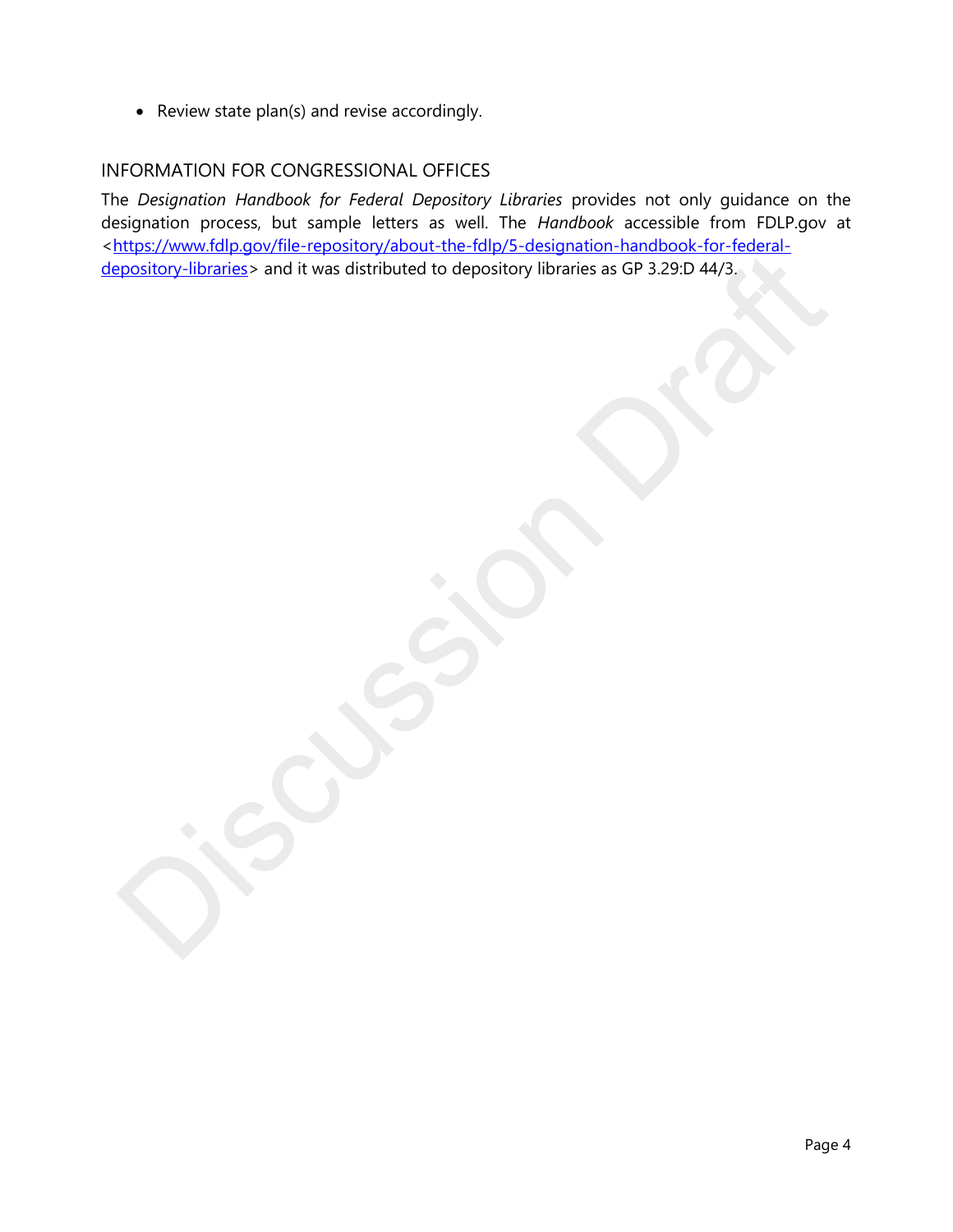- Review state plan(s) and revise accordingly.

## INFORMATION FOR CONGRESSIONAL OFFICES

The *Designation Handbook for Federal Depository Libraries* provides not only guidance on the designation process, but sample letters as well. The *Handbook* accessible from FDLP.gov at <https://www.fdlp.gov/file-repository/about-the-fdlp/5-designation-handbook-for-federal-depository-libraries> and it was distributed to depository libraries as GP 3.29:D 44/3.